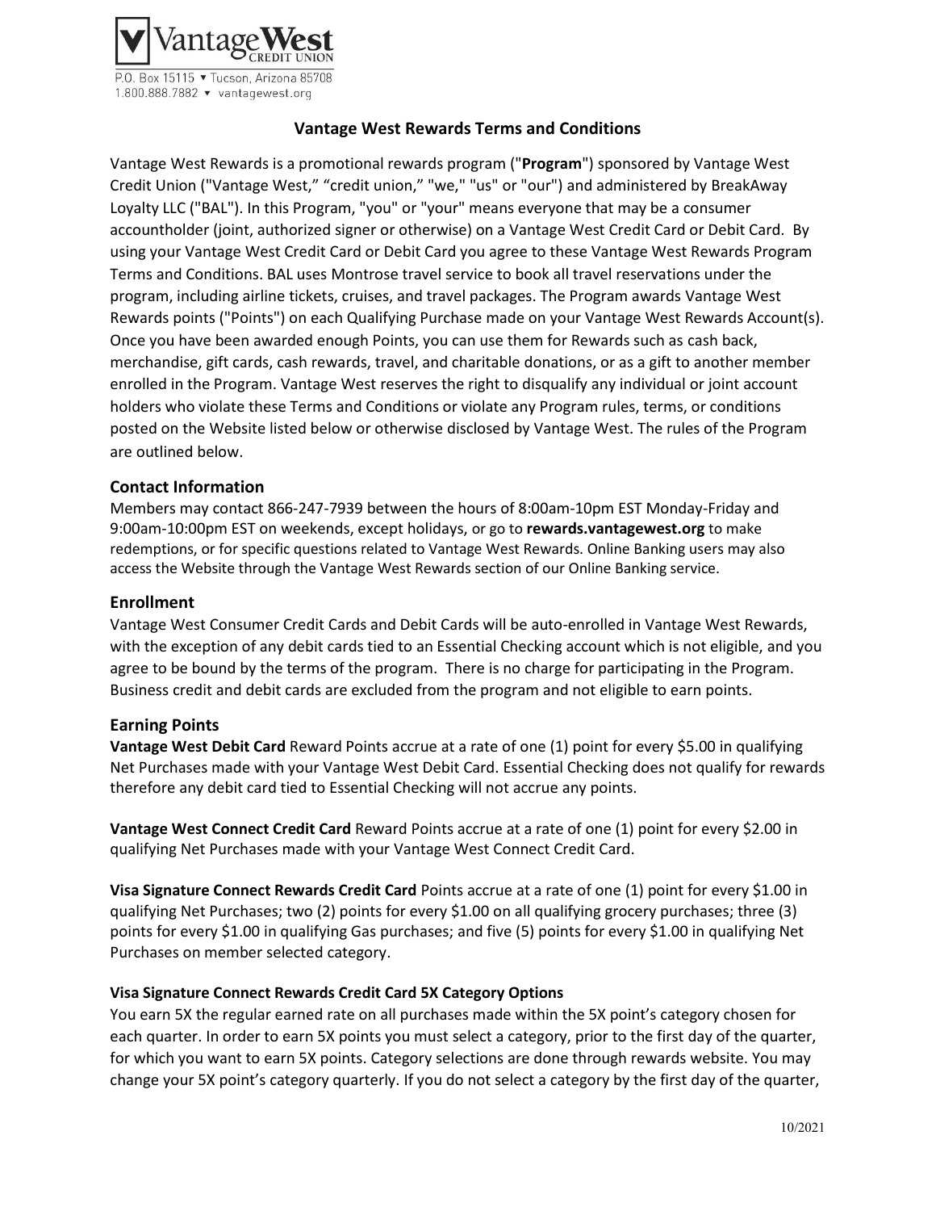Vantage West CREDIT UNION

P.O. Box 15115 ▾ Tucson, Arizona 85708
1.800.888.7882 ▾ vantagewest.org

# Vantage West Rewards Terms and Conditions

Vantage West Rewards is a promotional rewards program ("**Program**") sponsored by Vantage West Credit Union ("Vantage West," "credit union," "we," "us" or "our") and administered by BreakAway Loyalty LLC ("BAL"). In this Program, "you" or "your" means everyone that may be a consumer accountholder (joint, authorized signer or otherwise) on a Vantage West Credit Card or Debit Card. By using your Vantage West Credit Card or Debit Card you agree to these Vantage West Rewards Program Terms and Conditions. BAL uses Montrose travel service to book all travel reservations under the program, including airline tickets, cruises, and travel packages. The Program awards Vantage West Rewards points ("Points") on each Qualifying Purchase made on your Vantage West Rewards Account(s). Once you have been awarded enough Points, you can use them for Rewards such as cash back, merchandise, gift cards, cash rewards, travel, and charitable donations, or as a gift to another member enrolled in the Program. Vantage West reserves the right to disqualify any individual or joint account holders who violate these Terms and Conditions or violate any Program rules, terms, or conditions posted on the Website listed below or otherwise disclosed by Vantage West. The rules of the Program are outlined below.

## Contact Information

Members may contact 866-247-7939 between the hours of 8:00am-10pm EST Monday-Friday and 9:00am-10:00pm EST on weekends, except holidays, or go to **rewards.vantagewest.org** to make redemptions, or for specific questions related to Vantage West Rewards. Online Banking users may also access the Website through the Vantage West Rewards section of our Online Banking service.

## Enrollment

Vantage West Consumer Credit Cards and Debit Cards will be auto-enrolled in Vantage West Rewards, with the exception of any debit cards tied to an Essential Checking account which is not eligible, and you agree to be bound by the terms of the program. There is no charge for participating in the Program. Business credit and debit cards are excluded from the program and not eligible to earn points.

## Earning Points

**Vantage West Debit Card** Reward Points accrue at a rate of one (1) point for every $5.00 in qualifying Net Purchases made with your Vantage West Debit Card. Essential Checking does not qualify for rewards therefore any debit card tied to Essential Checking will not accrue any points.

**Vantage West Connect Credit Card** Reward Points accrue at a rate of one (1) point for every $2.00 in qualifying Net Purchases made with your Vantage West Connect Credit Card.

**Visa Signature Connect Rewards Credit Card** Points accrue at a rate of one (1) point for every $1.00 in qualifying Net Purchases; two (2) points for every $1.00 on all qualifying grocery purchases; three (3) points for every $1.00 in qualifying Gas purchases; and five (5) points for every $1.00 in qualifying Net Purchases on member selected category.

**Visa Signature Connect Rewards Credit Card 5X Category Options**

You earn 5X the regular earned rate on all purchases made within the 5X point's category chosen for each quarter. In order to earn 5X points you must select a category, prior to the first day of the quarter, for which you want to earn 5X points. Category selections are done through rewards website. You may change your 5X point's category quarterly. If you do not select a category by the first day of the quarter,

10/2021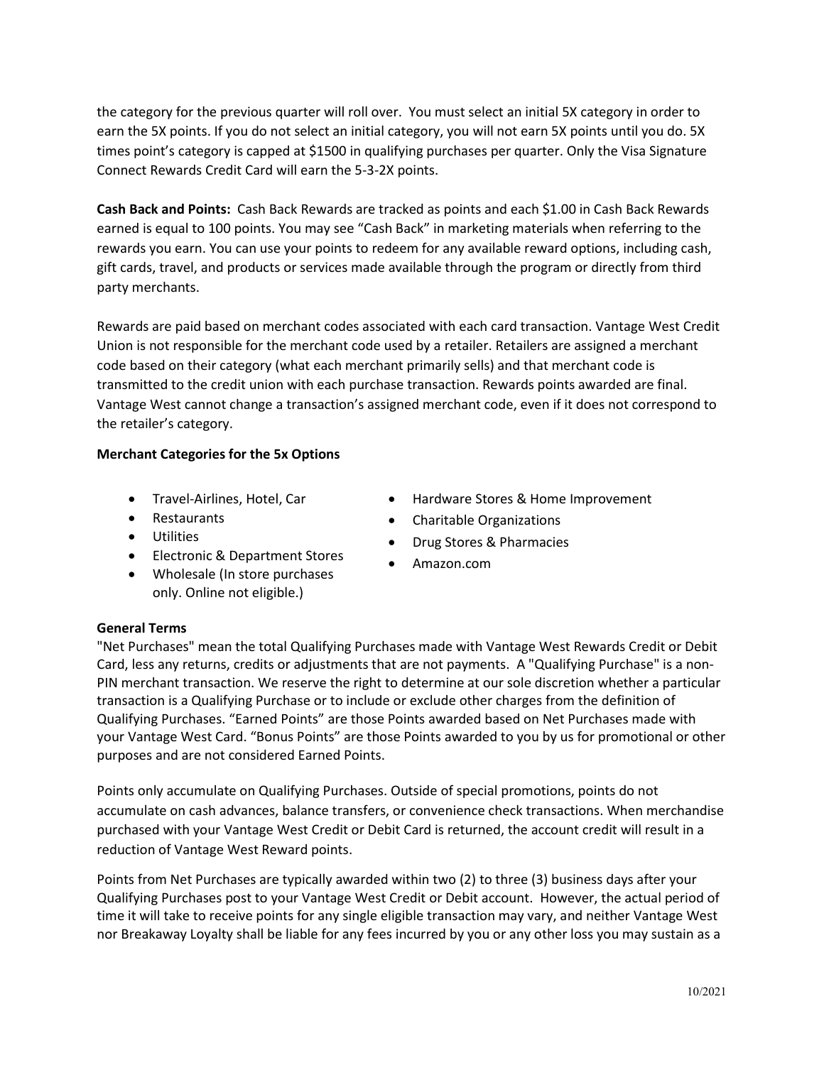the category for the previous quarter will roll over. You must select an initial 5X category in order to earn the 5X points. If you do not select an initial category, you will not earn 5X points until you do. 5X times point's category is capped at $1500 in qualifying purchases per quarter. Only the Visa Signature Connect Rewards Credit Card will earn the 5-3-2X points.

**Cash Back and Points:** Cash Back Rewards are tracked as points and each $1.00 in Cash Back Rewards earned is equal to 100 points. You may see "Cash Back" in marketing materials when referring to the rewards you earn. You can use your points to redeem for any available reward options, including cash, gift cards, travel, and products or services made available through the program or directly from third party merchants.

Rewards are paid based on merchant codes associated with each card transaction. Vantage West Credit Union is not responsible for the merchant code used by a retailer. Retailers are assigned a merchant code based on their category (what each merchant primarily sells) and that merchant code is transmitted to the credit union with each purchase transaction. Rewards points awarded are final. Vantage West cannot change a transaction's assigned merchant code, even if it does not correspond to the retailer's category.

**Merchant Categories for the 5x Options**

- Travel-Airlines, Hotel, Car
- Restaurants
- Utilities
- Electronic & Department Stores
- Wholesale (In store purchases only. Online not eligible.)
- Hardware Stores & Home Improvement
- Charitable Organizations
- Drug Stores & Pharmacies
- Amazon.com

**General Terms**

"Net Purchases" mean the total Qualifying Purchases made with Vantage West Rewards Credit or Debit Card, less any returns, credits or adjustments that are not payments. A "Qualifying Purchase" is a non-PIN merchant transaction. We reserve the right to determine at our sole discretion whether a particular transaction is a Qualifying Purchase or to include or exclude other charges from the definition of Qualifying Purchases. "Earned Points" are those Points awarded based on Net Purchases made with your Vantage West Card. "Bonus Points" are those Points awarded to you by us for promotional or other purposes and are not considered Earned Points.

Points only accumulate on Qualifying Purchases. Outside of special promotions, points do not accumulate on cash advances, balance transfers, or convenience check transactions. When merchandise purchased with your Vantage West Credit or Debit Card is returned, the account credit will result in a reduction of Vantage West Reward points.

Points from Net Purchases are typically awarded within two (2) to three (3) business days after your Qualifying Purchases post to your Vantage West Credit or Debit account. However, the actual period of time it will take to receive points for any single eligible transaction may vary, and neither Vantage West nor Breakaway Loyalty shall be liable for any fees incurred by you or any other loss you may sustain as a

10/2021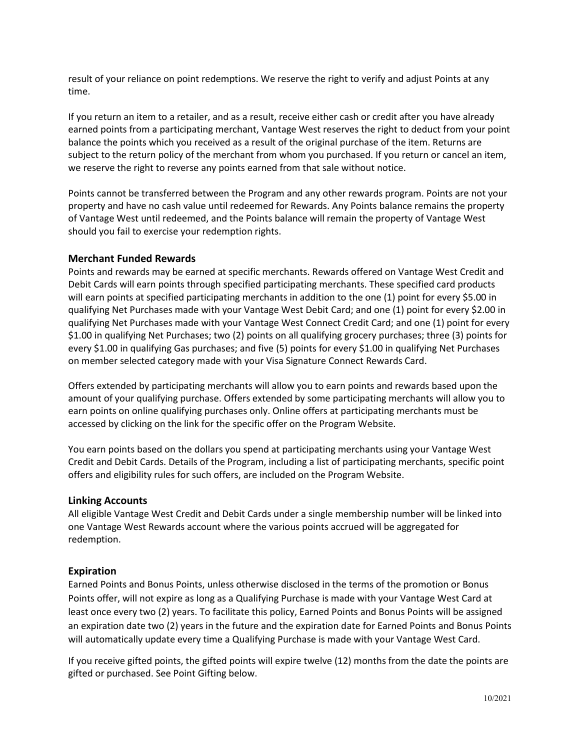result of your reliance on point redemptions. We reserve the right to verify and adjust Points at any time.

If you return an item to a retailer, and as a result, receive either cash or credit after you have already earned points from a participating merchant, Vantage West reserves the right to deduct from your point balance the points which you received as a result of the original purchase of the item. Returns are subject to the return policy of the merchant from whom you purchased. If you return or cancel an item, we reserve the right to reverse any points earned from that sale without notice.

Points cannot be transferred between the Program and any other rewards program. Points are not your property and have no cash value until redeemed for Rewards. Any Points balance remains the property of Vantage West until redeemed, and the Points balance will remain the property of Vantage West should you fail to exercise your redemption rights.

### Merchant Funded Rewards

Points and rewards may be earned at specific merchants. Rewards offered on Vantage West Credit and Debit Cards will earn points through specified participating merchants. These specified card products will earn points at specified participating merchants in addition to the one (1) point for every $5.00 in qualifying Net Purchases made with your Vantage West Debit Card; and one (1) point for every $2.00 in qualifying Net Purchases made with your Vantage West Connect Credit Card; and one (1) point for every $1.00 in qualifying Net Purchases; two (2) points on all qualifying grocery purchases; three (3) points for every $1.00 in qualifying Gas purchases; and five (5) points for every $1.00 in qualifying Net Purchases on member selected category made with your Visa Signature Connect Rewards Card.

Offers extended by participating merchants will allow you to earn points and rewards based upon the amount of your qualifying purchase. Offers extended by some participating merchants will allow you to earn points on online qualifying purchases only. Online offers at participating merchants must be accessed by clicking on the link for the specific offer on the Program Website.

You earn points based on the dollars you spend at participating merchants using your Vantage West Credit and Debit Cards. Details of the Program, including a list of participating merchants, specific point offers and eligibility rules for such offers, are included on the Program Website.

### Linking Accounts

All eligible Vantage West Credit and Debit Cards under a single membership number will be linked into one Vantage West Rewards account where the various points accrued will be aggregated for redemption.

### Expiration

Earned Points and Bonus Points, unless otherwise disclosed in the terms of the promotion or Bonus Points offer, will not expire as long as a Qualifying Purchase is made with your Vantage West Card at least once every two (2) years. To facilitate this policy, Earned Points and Bonus Points will be assigned an expiration date two (2) years in the future and the expiration date for Earned Points and Bonus Points will automatically update every time a Qualifying Purchase is made with your Vantage West Card.

If you receive gifted points, the gifted points will expire twelve (12) months from the date the points are gifted or purchased. See Point Gifting below.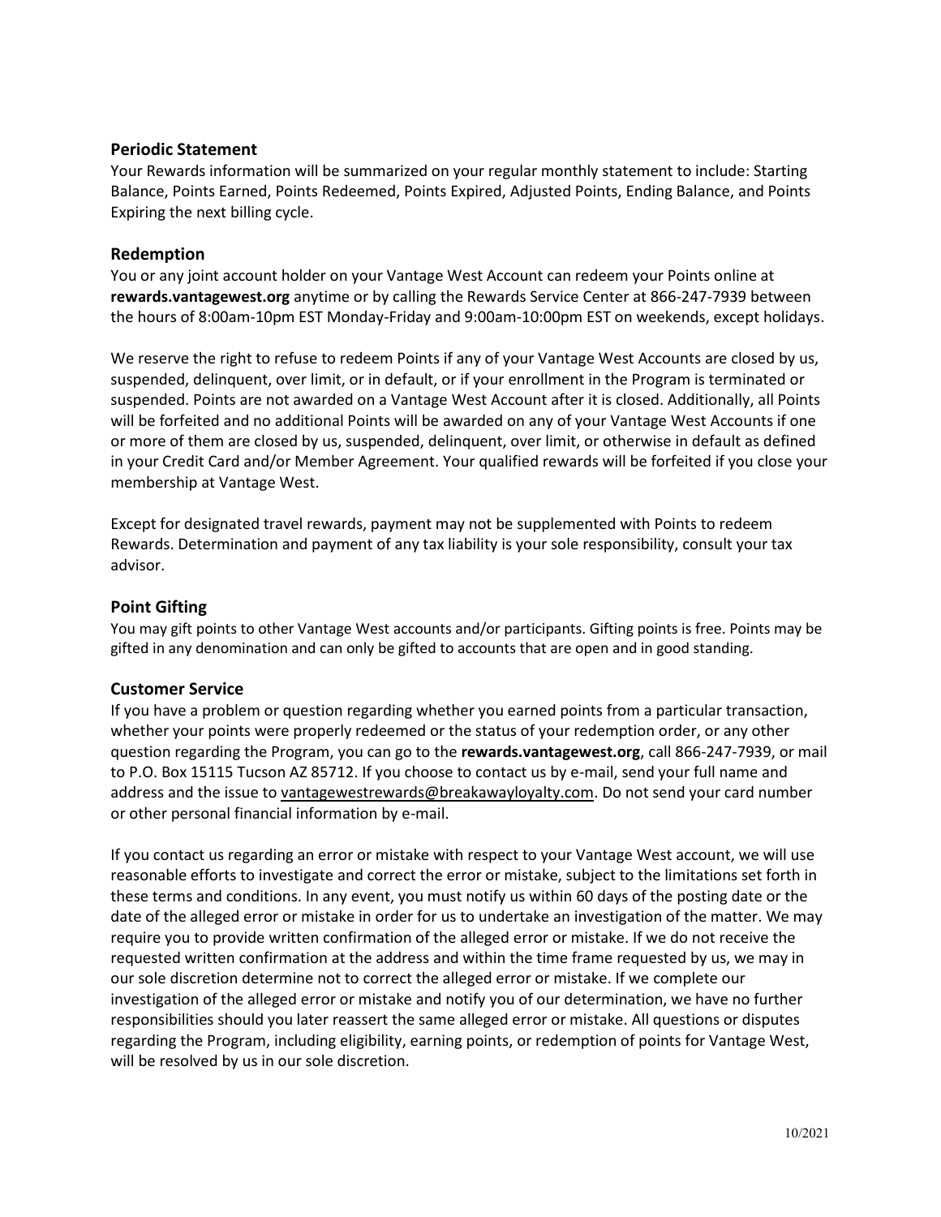### Periodic Statement

Your Rewards information will be summarized on your regular monthly statement to include: Starting Balance, Points Earned, Points Redeemed, Points Expired, Adjusted Points, Ending Balance, and Points Expiring the next billing cycle.

### Redemption

You or any joint account holder on your Vantage West Account can redeem your Points online at **rewards.vantagewest.org** anytime or by calling the Rewards Service Center at 866-247-7939 between the hours of 8:00am-10pm EST Monday-Friday and 9:00am-10:00pm EST on weekends, except holidays.

We reserve the right to refuse to redeem Points if any of your Vantage West Accounts are closed by us, suspended, delinquent, over limit, or in default, or if your enrollment in the Program is terminated or suspended. Points are not awarded on a Vantage West Account after it is closed. Additionally, all Points will be forfeited and no additional Points will be awarded on any of your Vantage West Accounts if one or more of them are closed by us, suspended, delinquent, over limit, or otherwise in default as defined in your Credit Card and/or Member Agreement. Your qualified rewards will be forfeited if you close your membership at Vantage West.

Except for designated travel rewards, payment may not be supplemented with Points to redeem Rewards. Determination and payment of any tax liability is your sole responsibility, consult your tax advisor.

### Point Gifting

You may gift points to other Vantage West accounts and/or participants. Gifting points is free. Points may be gifted in any denomination and can only be gifted to accounts that are open and in good standing.

### Customer Service

If you have a problem or question regarding whether you earned points from a particular transaction, whether your points were properly redeemed or the status of your redemption order, or any other question regarding the Program, you can go to the **rewards.vantagewest.org**, call 866-247-7939, or mail to P.O. Box 15115 Tucson AZ 85712. If you choose to contact us by e-mail, send your full name and address and the issue to vantagewestrewards@breakawayloyalty.com. Do not send your card number or other personal financial information by e-mail.

If you contact us regarding an error or mistake with respect to your Vantage West account, we will use reasonable efforts to investigate and correct the error or mistake, subject to the limitations set forth in these terms and conditions. In any event, you must notify us within 60 days of the posting date or the date of the alleged error or mistake in order for us to undertake an investigation of the matter. We may require you to provide written confirmation of the alleged error or mistake. If we do not receive the requested written confirmation at the address and within the time frame requested by us, we may in our sole discretion determine not to correct the alleged error or mistake. If we complete our investigation of the alleged error or mistake and notify you of our determination, we have no further responsibilities should you later reassert the same alleged error or mistake. All questions or disputes regarding the Program, including eligibility, earning points, or redemption of points for Vantage West, will be resolved by us in our sole discretion.

10/2021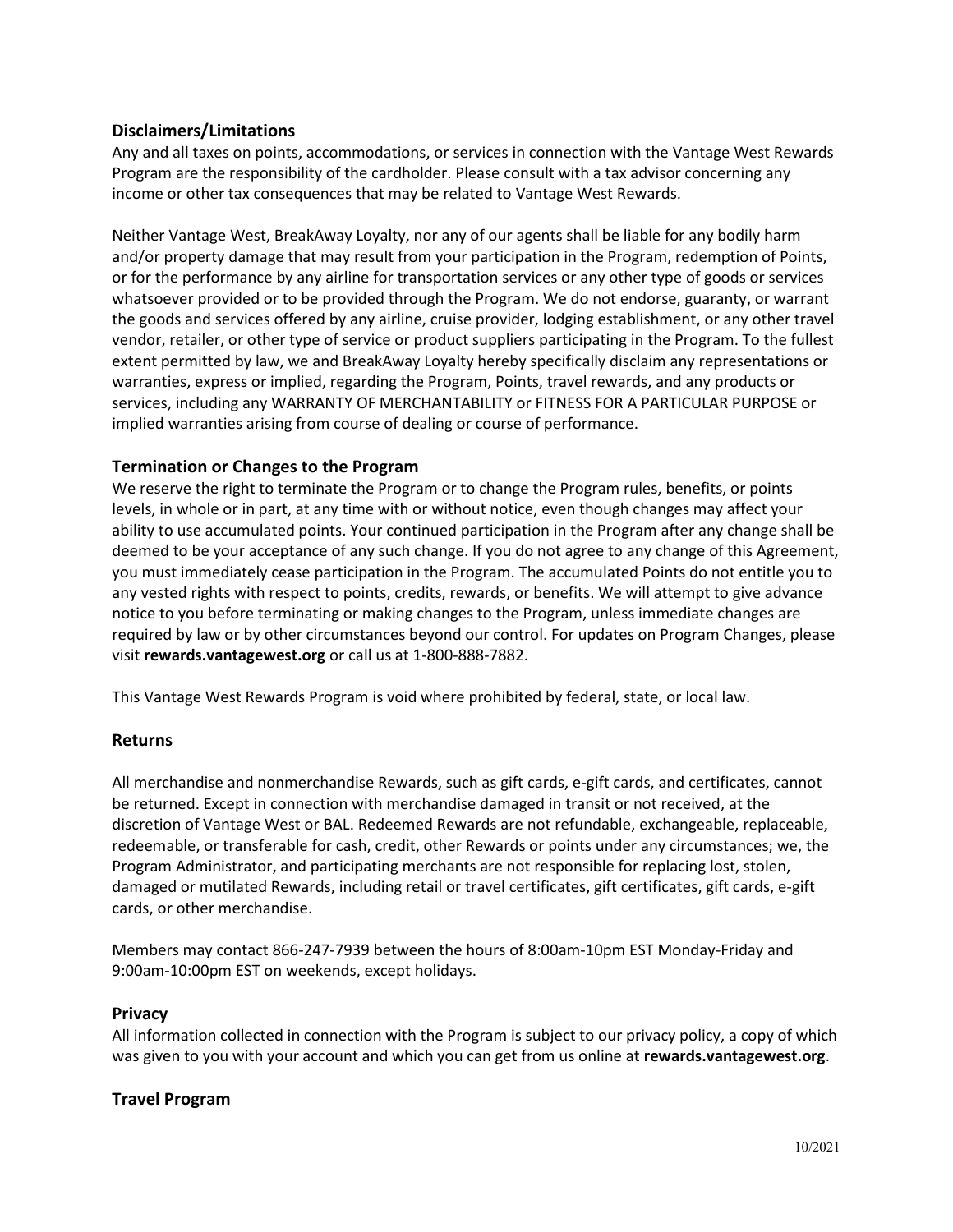## Disclaimers/Limitations

Any and all taxes on points, accommodations, or services in connection with the Vantage West Rewards Program are the responsibility of the cardholder. Please consult with a tax advisor concerning any income or other tax consequences that may be related to Vantage West Rewards.

Neither Vantage West, BreakAway Loyalty, nor any of our agents shall be liable for any bodily harm and/or property damage that may result from your participation in the Program, redemption of Points, or for the performance by any airline for transportation services or any other type of goods or services whatsoever provided or to be provided through the Program. We do not endorse, guaranty, or warrant the goods and services offered by any airline, cruise provider, lodging establishment, or any other travel vendor, retailer, or other type of service or product suppliers participating in the Program. To the fullest extent permitted by law, we and BreakAway Loyalty hereby specifically disclaim any representations or warranties, express or implied, regarding the Program, Points, travel rewards, and any products or services, including any WARRANTY OF MERCHANTABILITY or FITNESS FOR A PARTICULAR PURPOSE or implied warranties arising from course of dealing or course of performance.

## Termination or Changes to the Program

We reserve the right to terminate the Program or to change the Program rules, benefits, or points levels, in whole or in part, at any time with or without notice, even though changes may affect your ability to use accumulated points. Your continued participation in the Program after any change shall be deemed to be your acceptance of any such change. If you do not agree to any change of this Agreement, you must immediately cease participation in the Program. The accumulated Points do not entitle you to any vested rights with respect to points, credits, rewards, or benefits. We will attempt to give advance notice to you before terminating or making changes to the Program, unless immediate changes are required by law or by other circumstances beyond our control. For updates on Program Changes, please visit **rewards.vantagewest.org** or call us at 1-800-888-7882.

This Vantage West Rewards Program is void where prohibited by federal, state, or local law.

## Returns

All merchandise and nonmerchandise Rewards, such as gift cards, e-gift cards, and certificates, cannot be returned. Except in connection with merchandise damaged in transit or not received, at the discretion of Vantage West or BAL. Redeemed Rewards are not refundable, exchangeable, replaceable, redeemable, or transferable for cash, credit, other Rewards or points under any circumstances; we, the Program Administrator, and participating merchants are not responsible for replacing lost, stolen, damaged or mutilated Rewards, including retail or travel certificates, gift certificates, gift cards, e-gift cards, or other merchandise.

Members may contact 866-247-7939 between the hours of 8:00am-10pm EST Monday-Friday and 9:00am-10:00pm EST on weekends, except holidays.

## Privacy

All information collected in connection with the Program is subject to our privacy policy, a copy of which was given to you with your account and which you can get from us online at **rewards.vantagewest.org**.

## Travel Program

10/2021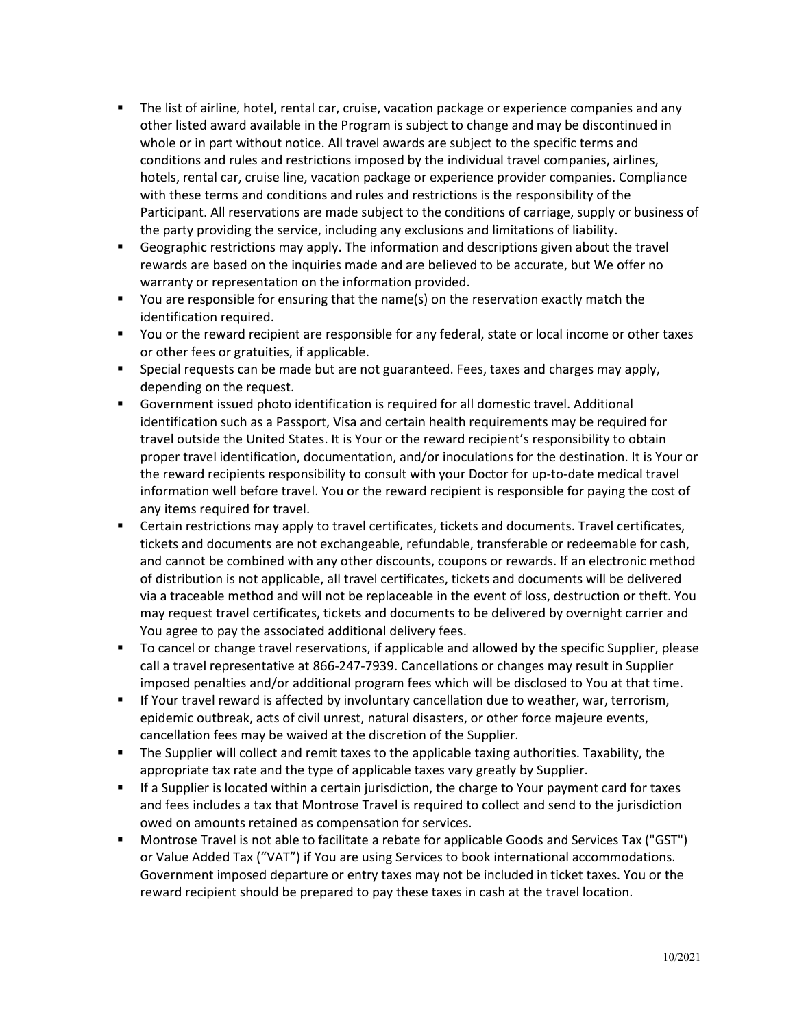- The list of airline, hotel, rental car, cruise, vacation package or experience companies and any other listed award available in the Program is subject to change and may be discontinued in whole or in part without notice. All travel awards are subject to the specific terms and conditions and rules and restrictions imposed by the individual travel companies, airlines, hotels, rental car, cruise line, vacation package or experience provider companies. Compliance with these terms and conditions and rules and restrictions is the responsibility of the Participant. All reservations are made subject to the conditions of carriage, supply or business of the party providing the service, including any exclusions and limitations of liability.
- Geographic restrictions may apply. The information and descriptions given about the travel rewards are based on the inquiries made and are believed to be accurate, but We offer no warranty or representation on the information provided.
- You are responsible for ensuring that the name(s) on the reservation exactly match the identification required.
- You or the reward recipient are responsible for any federal, state or local income or other taxes or other fees or gratuities, if applicable.
- Special requests can be made but are not guaranteed. Fees, taxes and charges may apply, depending on the request.
- Government issued photo identification is required for all domestic travel. Additional identification such as a Passport, Visa and certain health requirements may be required for travel outside the United States. It is Your or the reward recipient's responsibility to obtain proper travel identification, documentation, and/or inoculations for the destination. It is Your or the reward recipients responsibility to consult with your Doctor for up-to-date medical travel information well before travel. You or the reward recipient is responsible for paying the cost of any items required for travel.
- Certain restrictions may apply to travel certificates, tickets and documents. Travel certificates, tickets and documents are not exchangeable, refundable, transferable or redeemable for cash, and cannot be combined with any other discounts, coupons or rewards. If an electronic method of distribution is not applicable, all travel certificates, tickets and documents will be delivered via a traceable method and will not be replaceable in the event of loss, destruction or theft. You may request travel certificates, tickets and documents to be delivered by overnight carrier and You agree to pay the associated additional delivery fees.
- To cancel or change travel reservations, if applicable and allowed by the specific Supplier, please call a travel representative at 866-247-7939. Cancellations or changes may result in Supplier imposed penalties and/or additional program fees which will be disclosed to You at that time.
- If Your travel reward is affected by involuntary cancellation due to weather, war, terrorism, epidemic outbreak, acts of civil unrest, natural disasters, or other force majeure events, cancellation fees may be waived at the discretion of the Supplier.
- The Supplier will collect and remit taxes to the applicable taxing authorities. Taxability, the appropriate tax rate and the type of applicable taxes vary greatly by Supplier.
- If a Supplier is located within a certain jurisdiction, the charge to Your payment card for taxes and fees includes a tax that Montrose Travel is required to collect and send to the jurisdiction owed on amounts retained as compensation for services.
- Montrose Travel is not able to facilitate a rebate for applicable Goods and Services Tax ("GST") or Value Added Tax ("VAT") if You are using Services to book international accommodations. Government imposed departure or entry taxes may not be included in ticket taxes. You or the reward recipient should be prepared to pay these taxes in cash at the travel location.

10/2021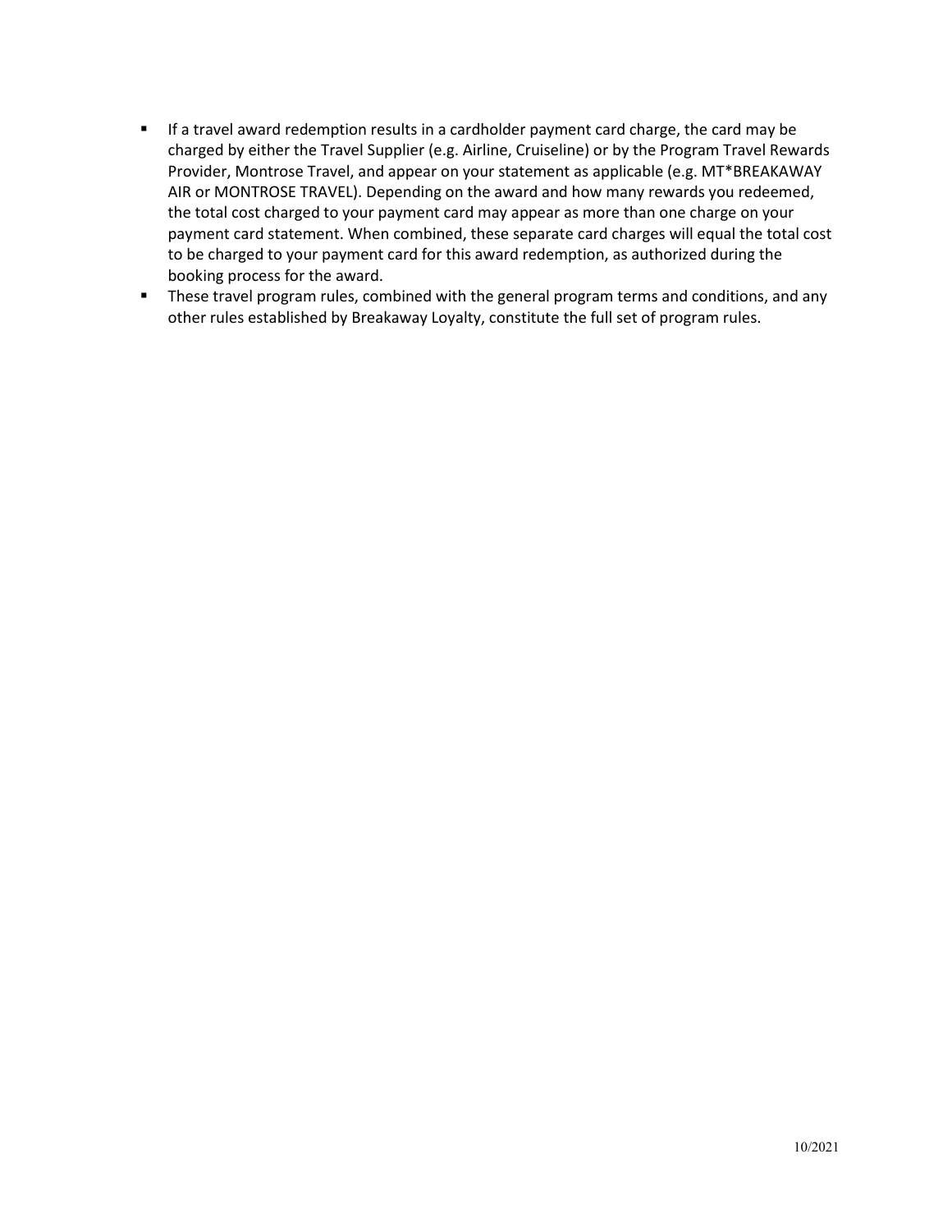- If a travel award redemption results in a cardholder payment card charge, the card may be charged by either the Travel Supplier (e.g. Airline, Cruiseline) or by the Program Travel Rewards Provider, Montrose Travel, and appear on your statement as applicable (e.g. MT*BREAKAWAY AIR or MONTROSE TRAVEL). Depending on the award and how many rewards you redeemed, the total cost charged to your payment card may appear as more than one charge on your payment card statement. When combined, these separate card charges will equal the total cost to be charged to your payment card for this award redemption, as authorized during the booking process for the award.
- These travel program rules, combined with the general program terms and conditions, and any other rules established by Breakaway Loyalty, constitute the full set of program rules.

10/2021